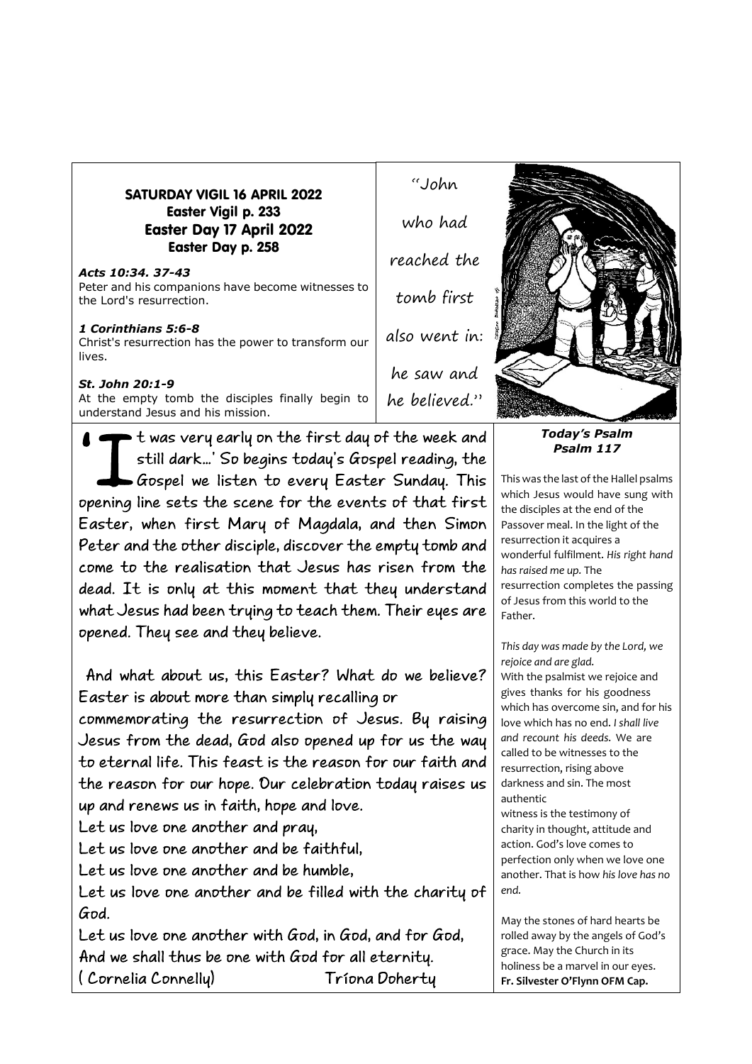**SATURDAY VIGIL 16 APRIL 2022**
**Easter Vigil p. 233**
**Easter Day 17 April 2022**
**Easter Day p. 258**

***Acts 10:34. 37-43***
Peter and his companions have become witnesses to the Lord's resurrection.

***1 Corinthians 5:6-8***
Christ's resurrection has the power to transform our lives.

***St. John 20:1-9***
At the empty tomb the disciples finally begin to understand Jesus and his mission.

"John who had reached the tomb first also went in: he saw and he believed."

'It was very early on the first day of the week and still dark...' So begins today's Gospel reading, the Gospel we listen to every Easter Sunday. This opening line sets the scene for the events of that first Easter, when first Mary of Magdala, and then Simon Peter and the other disciple, discover the empty tomb and come to the realisation that Jesus has risen from the dead. It is only at this moment that they understand what Jesus had been trying to teach them. Their eyes are opened. They see and they believe.

And what about us, this Easter? What do we believe? Easter is about more than simply recalling or commemorating the resurrection of Jesus. By raising Jesus from the dead, God also opened up for us the way to eternal life. This feast is the reason for our faith and the reason for our hope. Our celebration today raises us up and renews us in faith, hope and love.

Let us love one another and pray,
Let us love one another and be faithful,
Let us love one another and be humble,
Let us love one another and be filled with the charity of God.
Let us love one another with God, in God, and for God,
And we shall thus be one with God for all eternity.
( Cornelia Connelly)

Tríona Doherty

***Today's Psalm***
***Psalm 117***

This was the last of the Hallel psalms which Jesus would have sung with the disciples at the end of the Passover meal. In the light of the resurrection it acquires a wonderful fulfilment. *His right hand has raised me up.* The resurrection completes the passing of Jesus from this world to the Father.

*This day was made by the Lord, we rejoice and are glad.*
With the psalmist we rejoice and gives thanks for his goodness which has overcome sin, and for his love which has no end. *I shall live and recount his deeds.* We are called to be witnesses to the resurrection, rising above darkness and sin. The most authentic witness is the testimony of charity in thought, attitude and action. God's love comes to perfection only when we love one another. That is how *his love has no end.*

May the stones of hard hearts be rolled away by the angels of God's grace. May the Church in its holiness be a marvel in our eyes.
**Fr. Silvester O'Flynn OFM Cap.**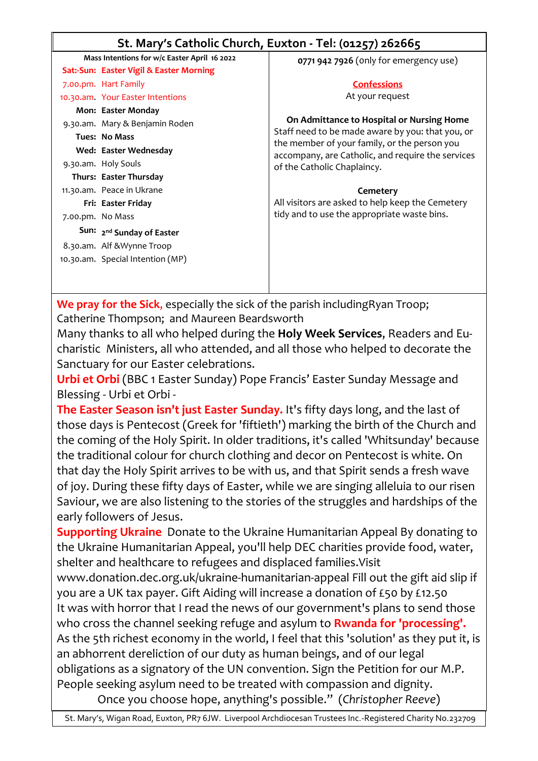# St. Mary's Catholic Church, Euxton - Tel: (01257) 262665

**Mass Intentions for w/c Easter April 16 2022**

| | |
|---|---|
| **Sat:-Sun:** | **Easter Vigil & Easter Morning** |
| 7.00.pm. | Hart Family |
| 10.30.am. | Your Easter Intentions |
| **Mon:** | **Easter Monday** |
| 9.30.am. | Mary & Benjamin Roden |
| **Tues:** | **No Mass** |
| **Wed:** | **Easter Wednesday** |
| 9.30.am. | Holy Souls |
| **Thurs:** | **Easter Thursday** |
| 11.30.am. | Peace in Ukrane |
| **Fri:** | **Easter Friday** |
| 7.00.pm. | No Mass |
| **Sun:** | **2nd Sunday of Easter** |
| 8.30.am. | Alf &Wynne Troop |
| 10.30.am. | Special Intention (MP) |

**0771 942 7926** (only for emergency use)

**Confessions**
At your request

**On Admittance to Hospital or Nursing Home**
Staff need to be made aware by you: that you, or the member of your family, or the person you accompany, are Catholic, and require the services of the Catholic Chaplaincy.

**Cemetery**
All visitors are asked to help keep the Cemetery tidy and to use the appropriate waste bins.

**We pray for the Sick,** especially the sick of the parish includingRyan Troop; Catherine Thompson; and Maureen Beardsworth

Many thanks to all who helped during the **Holy Week Services**, Readers and Eu-charistic Ministers, all who attended, and all those who helped to decorate the Sanctuary for our Easter celebrations.

**Urbi et Orbi** (BBC 1 Easter Sunday) Pope Francis' Easter Sunday Message and Blessing - Urbi et Orbi -

**The Easter Season isn't just Easter Sunday.** It's fifty days long, and the last of those days is Pentecost (Greek for 'fiftieth') marking the birth of the Church and the coming of the Holy Spirit. In older traditions, it's called 'Whitsunday' because the traditional colour for church clothing and decor on Pentecost is white. On that day the Holy Spirit arrives to be with us, and that Spirit sends a fresh wave of joy. During these fifty days of Easter, while we are singing alleluia to our risen Saviour, we are also listening to the stories of the struggles and hardships of the early followers of Jesus.

**Supporting Ukraine** Donate to the Ukraine Humanitarian Appeal By donating to the Ukraine Humanitarian Appeal, you'll help DEC charities provide food, water, shelter and healthcare to refugees and displaced families.Visit www.donation.dec.org.uk/ukraine-humanitarian-appeal Fill out the gift aid slip if you are a UK tax payer. Gift Aiding will increase a donation of £50 by £12.50

It was with horror that I read the news of our government's plans to send those who cross the channel seeking refuge and asylum to **Rwanda for 'processing'.** As the 5th richest economy in the world, I feel that this 'solution' as they put it, is an abhorrent dereliction of our duty as human beings, and of our legal obligations as a signatory of the UN convention. Sign the Petition for our M.P. People seeking asylum need to be treated with compassion and dignity.

Once you choose hope, anything's possible." (*Christopher Reeve*)

St. Mary's, Wigan Road, Euxton, PR7 6JW. Liverpool Archdiocesan Trustees Inc.-Registered Charity No.232709